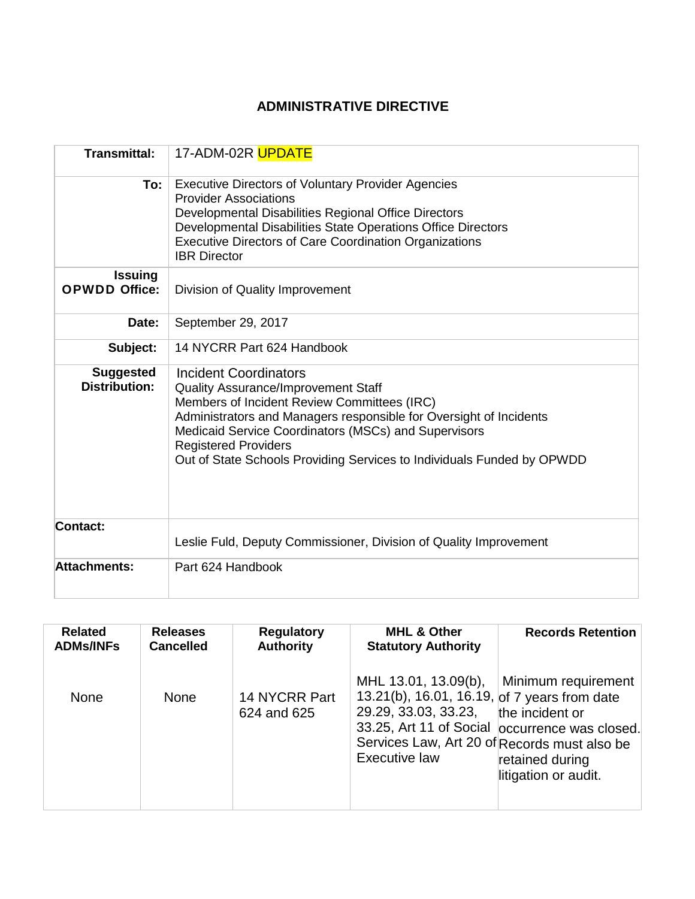# ADMINISTRATIVE DIRECTIVE

| | |
|---|---|
| **Transmittal:** | 17-ADM-02R UPDATE |
| **To:** | Executive Directors of Voluntary Provider Agencies<br>Provider Associations<br>Developmental Disabilities Regional Office Directors<br>Developmental Disabilities State Operations Office Directors<br>Executive Directors of Care Coordination Organizations<br>IBR Director |
| **Issuing OPWDD Office:** | Division of Quality Improvement |
| **Date:** | September 29, 2017 |
| **Subject:** | 14 NYCRR Part 624 Handbook |
| **Suggested Distribution:** | Incident Coordinators<br>Quality Assurance/Improvement Staff<br>Members of Incident Review Committees (IRC)<br>Administrators and Managers responsible for Oversight of Incidents<br>Medicaid Service Coordinators (MSCs) and Supervisors<br>Registered Providers<br>Out of State Schools Providing Services to Individuals Funded by OPWDD |
| **Contact:** | Leslie Fuld, Deputy Commissioner, Division of Quality Improvement |
| **Attachments:** | Part 624 Handbook |

| Related ADMs/INFs | Releases Cancelled | Regulatory Authority | MHL & Other Statutory Authority | Records Retention |
|---|---|---|---|---|
| None | None | 14 NYCRR Part 624 and 625 | MHL 13.01, 13.09(b), 13.21(b), 16.01, 16.19, 29.29, 33.03, 33.23, 33.25, Art 11 of Social Services Law, Art 20 of Executive law | Minimum requirement of 7 years from date the incident or occurrence was closed. Records must also be retained during litigation or audit. |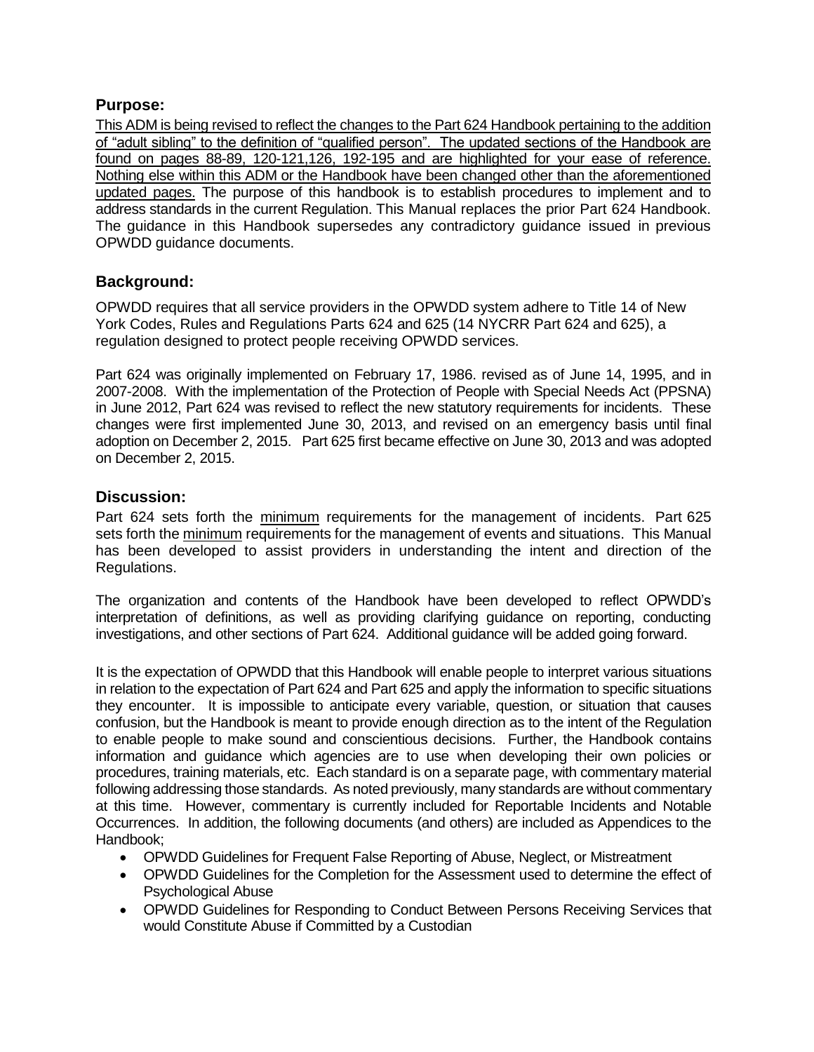## Purpose:

This ADM is being revised to reflect the changes to the Part 624 Handbook pertaining to the addition of "adult sibling" to the definition of "qualified person". The updated sections of the Handbook are found on pages 88-89, 120-121,126, 192-195 and are highlighted for your ease of reference. Nothing else within this ADM or the Handbook have been changed other than the aforementioned updated pages. The purpose of this handbook is to establish procedures to implement and to address standards in the current Regulation. This Manual replaces the prior Part 624 Handbook. The guidance in this Handbook supersedes any contradictory guidance issued in previous OPWDD guidance documents.

## Background:

OPWDD requires that all service providers in the OPWDD system adhere to Title 14 of New York Codes, Rules and Regulations Parts 624 and 625 (14 NYCRR Part 624 and 625), a regulation designed to protect people receiving OPWDD services.

Part 624 was originally implemented on February 17, 1986. revised as of June 14, 1995, and in 2007-2008. With the implementation of the Protection of People with Special Needs Act (PPSNA) in June 2012, Part 624 was revised to reflect the new statutory requirements for incidents. These changes were first implemented June 30, 2013, and revised on an emergency basis until final adoption on December 2, 2015. Part 625 first became effective on June 30, 2013 and was adopted on December 2, 2015.

## Discussion:

Part 624 sets forth the minimum requirements for the management of incidents. Part 625 sets forth the minimum requirements for the management of events and situations. This Manual has been developed to assist providers in understanding the intent and direction of the Regulations.

The organization and contents of the Handbook have been developed to reflect OPWDD's interpretation of definitions, as well as providing clarifying guidance on reporting, conducting investigations, and other sections of Part 624. Additional guidance will be added going forward.

It is the expectation of OPWDD that this Handbook will enable people to interpret various situations in relation to the expectation of Part 624 and Part 625 and apply the information to specific situations they encounter. It is impossible to anticipate every variable, question, or situation that causes confusion, but the Handbook is meant to provide enough direction as to the intent of the Regulation to enable people to make sound and conscientious decisions. Further, the Handbook contains information and guidance which agencies are to use when developing their own policies or procedures, training materials, etc. Each standard is on a separate page, with commentary material following addressing those standards. As noted previously, many standards are without commentary at this time. However, commentary is currently included for Reportable Incidents and Notable Occurrences. In addition, the following documents (and others) are included as Appendices to the Handbook;

- OPWDD Guidelines for Frequent False Reporting of Abuse, Neglect, or Mistreatment
- OPWDD Guidelines for the Completion for the Assessment used to determine the effect of Psychological Abuse
- OPWDD Guidelines for Responding to Conduct Between Persons Receiving Services that would Constitute Abuse if Committed by a Custodian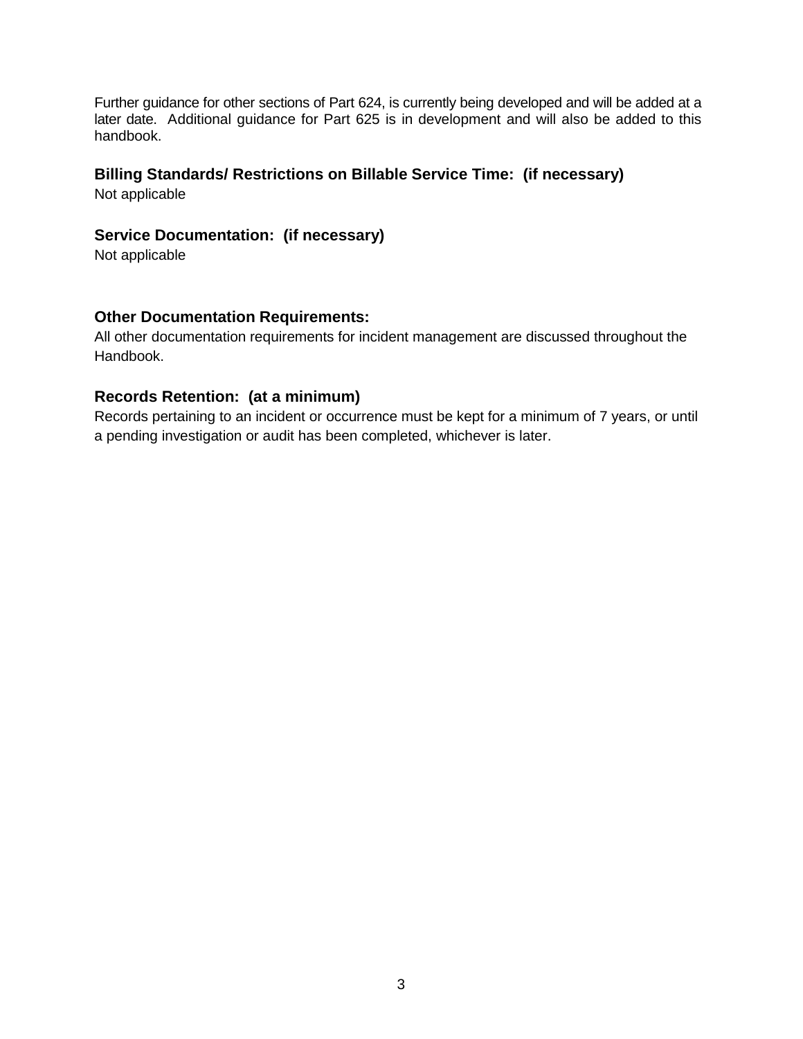Further guidance for other sections of Part 624, is currently being developed and will be added at a later date. Additional guidance for Part 625 is in development and will also be added to this handbook.

### Billing Standards/ Restrictions on Billable Service Time: (if necessary)

Not applicable

### Service Documentation: (if necessary)

Not applicable

### Other Documentation Requirements:

All other documentation requirements for incident management are discussed throughout the Handbook.

### Records Retention: (at a minimum)

Records pertaining to an incident or occurrence must be kept for a minimum of 7 years, or until a pending investigation or audit has been completed, whichever is later.